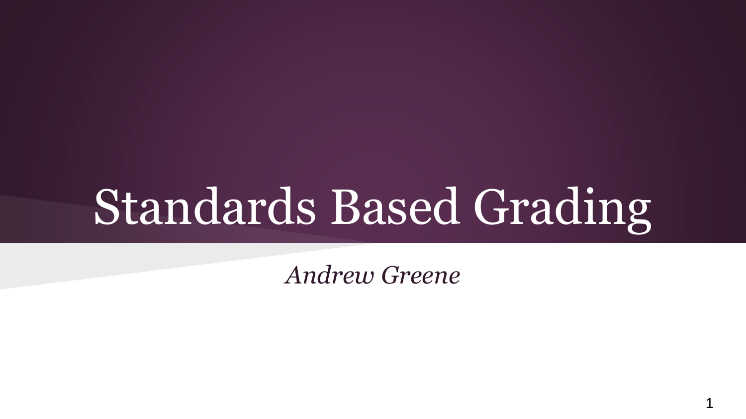# Standards Based Grading

*Andrew Greene*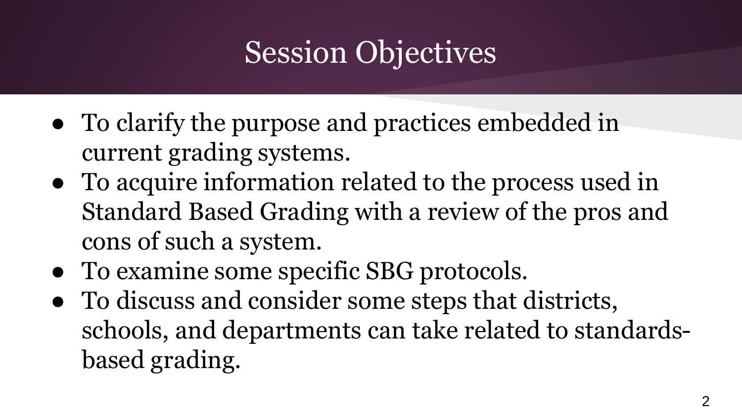# Session Objectives

- To clarify the purpose and practices embedded in current grading systems.
- To acquire information related to the process used in Standard Based Grading with a review of the pros and cons of such a system.
- To examine some specific SBG protocols.
- To discuss and consider some steps that districts, schools, and departments can take related to standards-based grading.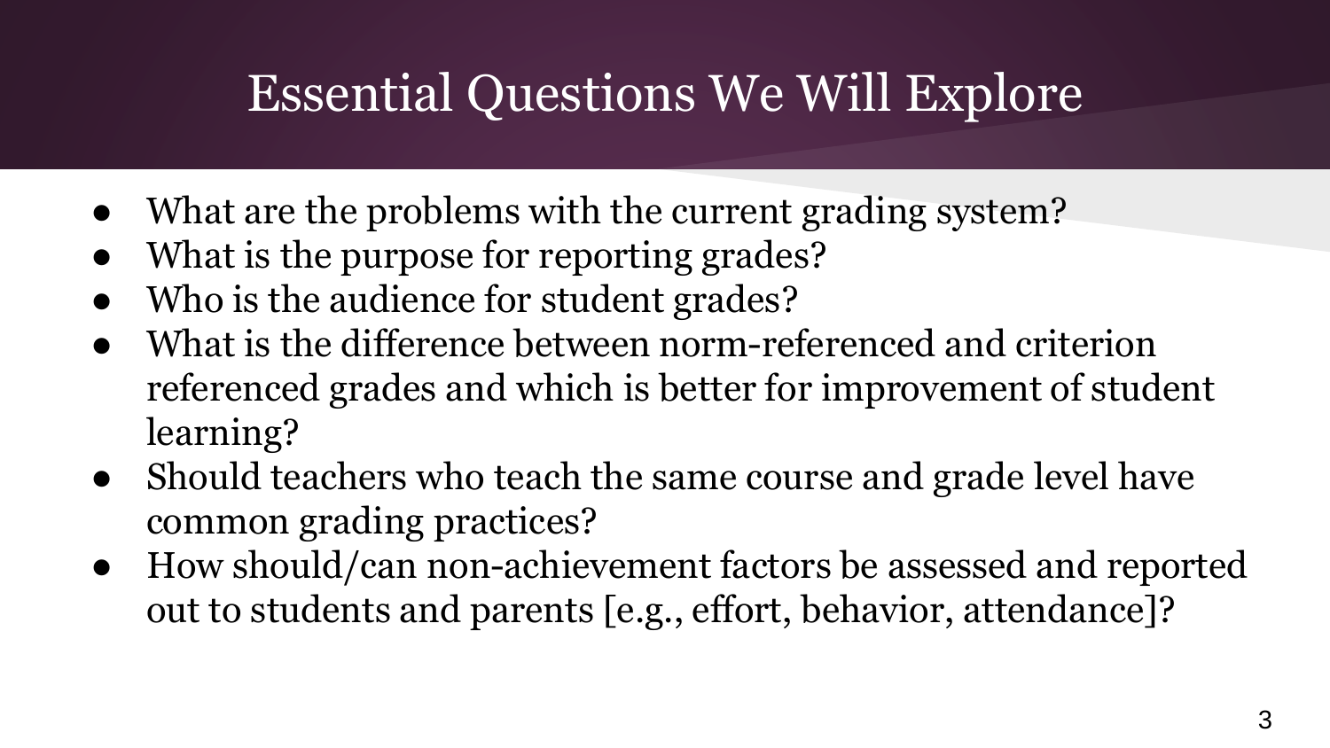# Essential Questions We Will Explore

- What are the problems with the current grading system?
- What is the purpose for reporting grades?
- Who is the audience for student grades?
- What is the difference between norm-referenced and criterion referenced grades and which is better for improvement of student learning?
- Should teachers who teach the same course and grade level have common grading practices?
- How should/can non-achievement factors be assessed and reported out to students and parents [e.g., effort, behavior, attendance]?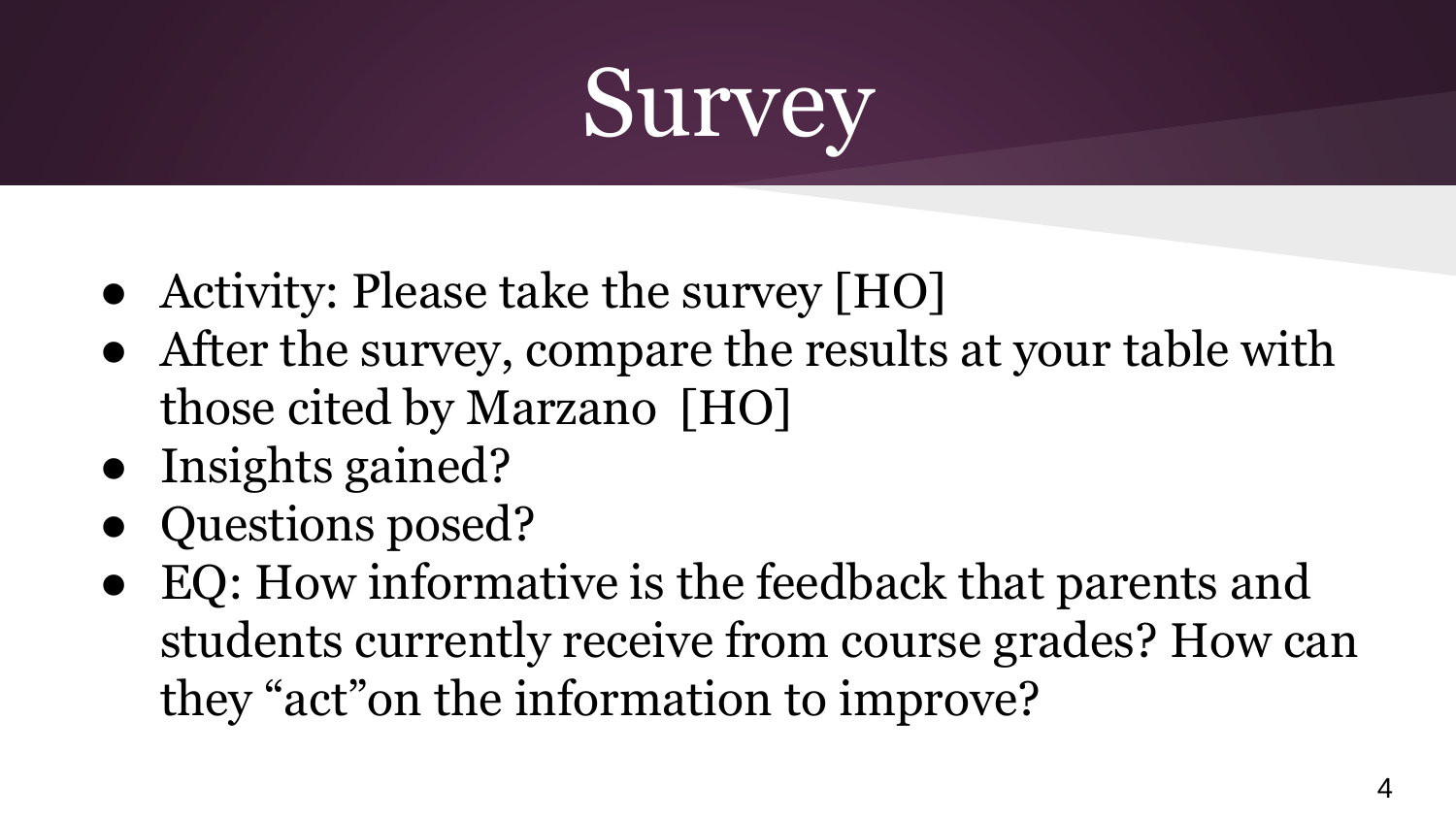# Survey

- Activity: Please take the survey [HO]
- After the survey, compare the results at your table with those cited by Marzano [HO]
- Insights gained?
- Questions posed?
- EQ: How informative is the feedback that parents and students currently receive from course grades? How can they “act”on the information to improve?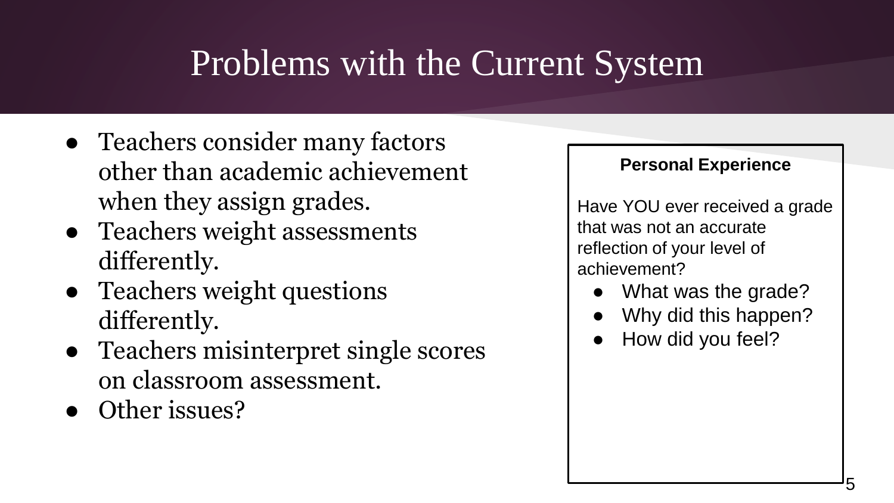# Problems with the Current System

- Teachers consider many factors other than academic achievement when they assign grades.
- Teachers weight assessments differently.
- Teachers weight questions differently.
- Teachers misinterpret single scores on classroom assessment.
- Other issues?

**Personal Experience**

Have YOU ever received a grade that was not an accurate reflection of your level of achievement?

- What was the grade?
- Why did this happen?
- How did you feel?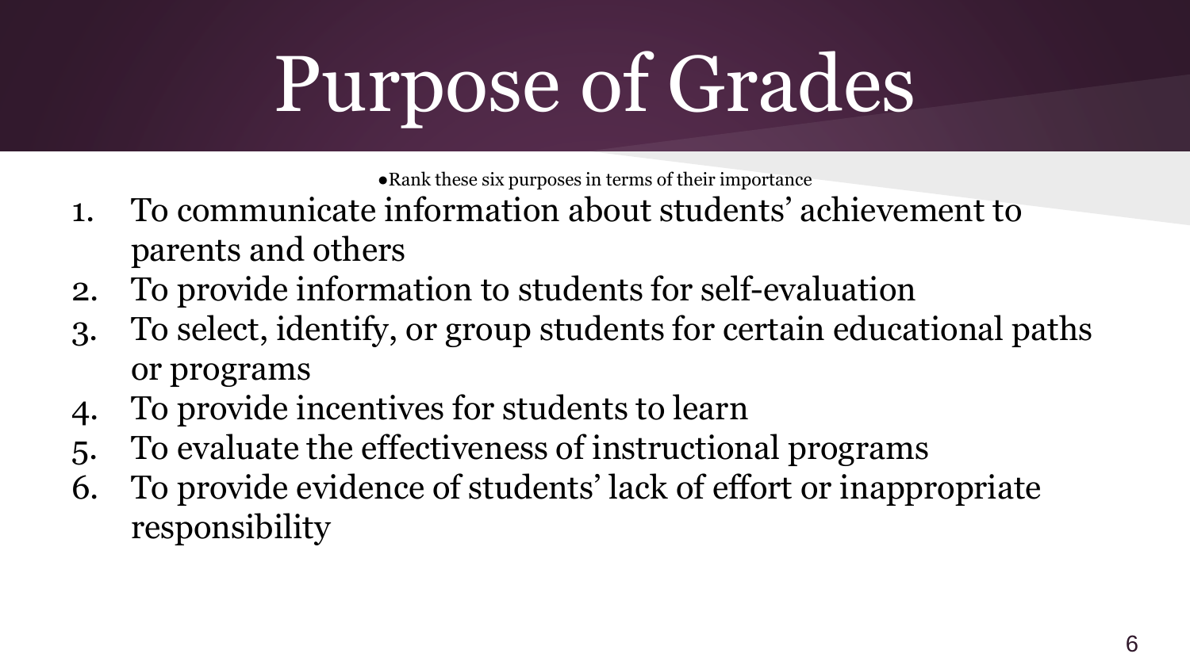# Purpose of Grades

- Rank these six purposes in terms of their importance

1. To communicate information about students' achievement to parents and others
2. To provide information to students for self-evaluation
3. To select, identify, or group students for certain educational paths or programs
4. To provide incentives for students to learn
5. To evaluate the effectiveness of instructional programs
6. To provide evidence of students' lack of effort or inappropriate responsibility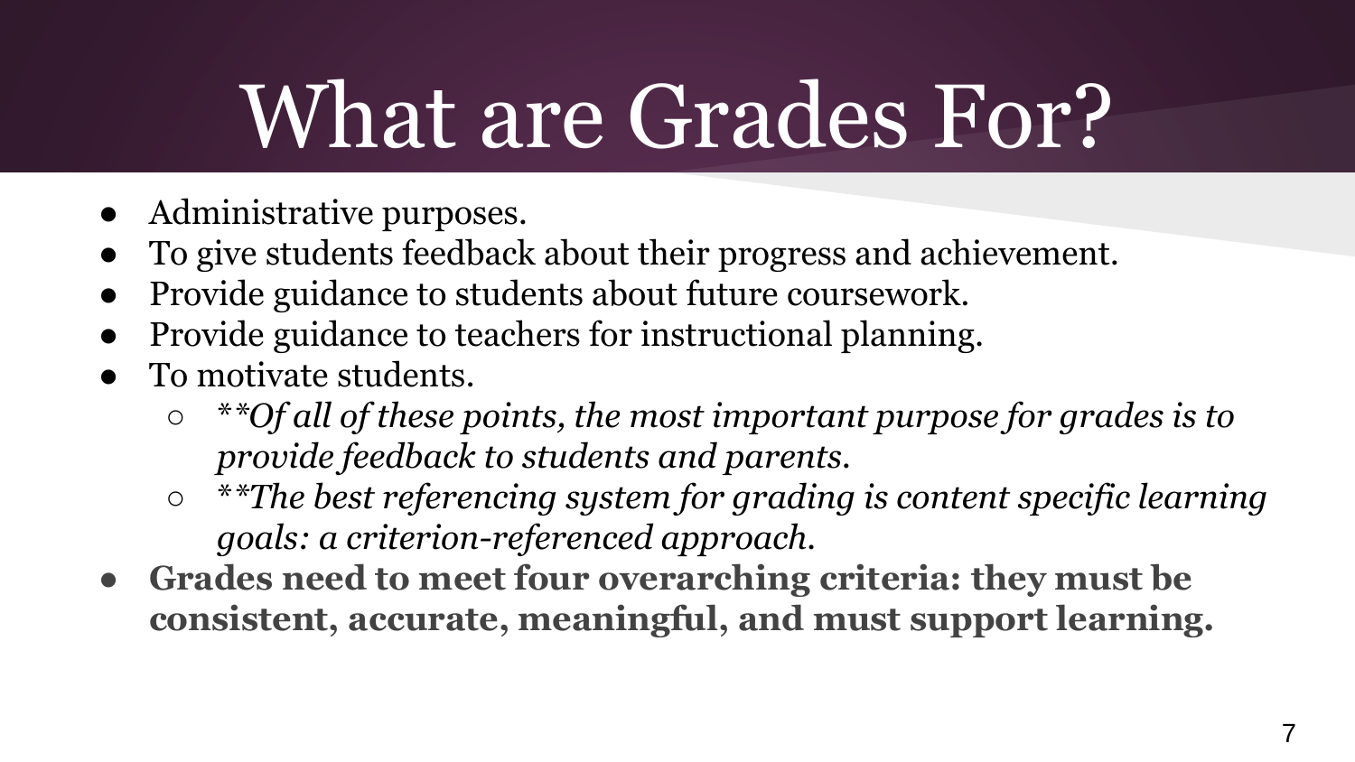# What are Grades For?

- Administrative purposes.
- To give students feedback about their progress and achievement.
- Provide guidance to students about future coursework.
- Provide guidance to teachers for instructional planning.
- To motivate students.
  - *\*\*Of all of these points, the most important purpose for grades is to provide feedback to students and parents.*
  - *\*\*The best referencing system for grading is content specific learning goals: a criterion-referenced approach.*
- **Grades need to meet four overarching criteria: they must be consistent, accurate, meaningful, and must support learning.**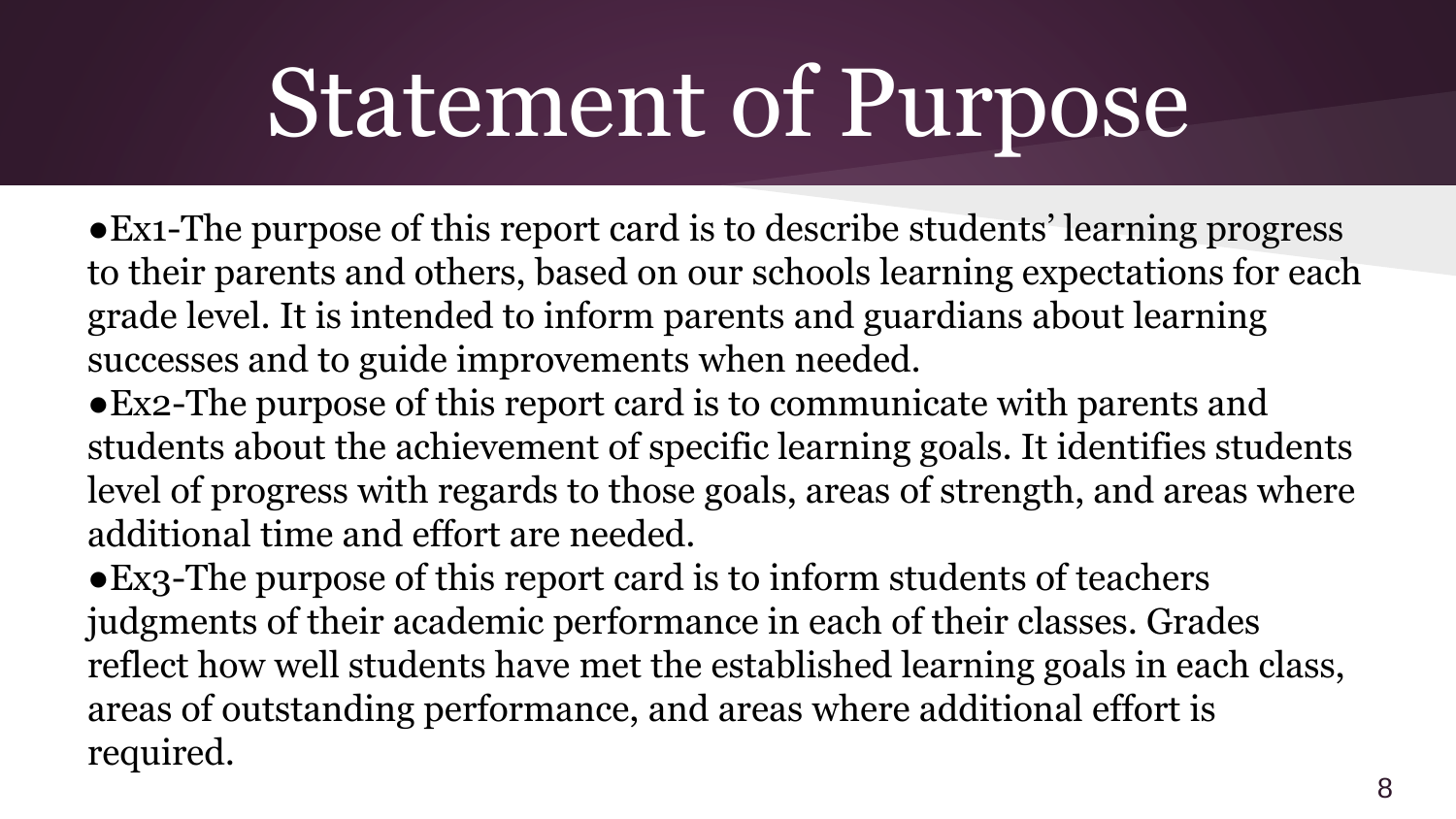# Statement of Purpose

- Ex1-The purpose of this report card is to describe students' learning progress to their parents and others, based on our schools learning expectations for each grade level. It is intended to inform parents and guardians about learning successes and to guide improvements when needed.
- Ex2-The purpose of this report card is to communicate with parents and students about the achievement of specific learning goals. It identifies students level of progress with regards to those goals, areas of strength, and areas where additional time and effort are needed.
- Ex3-The purpose of this report card is to inform students of teachers judgments of their academic performance in each of their classes. Grades reflect how well students have met the established learning goals in each class, areas of outstanding performance, and areas where additional effort is required.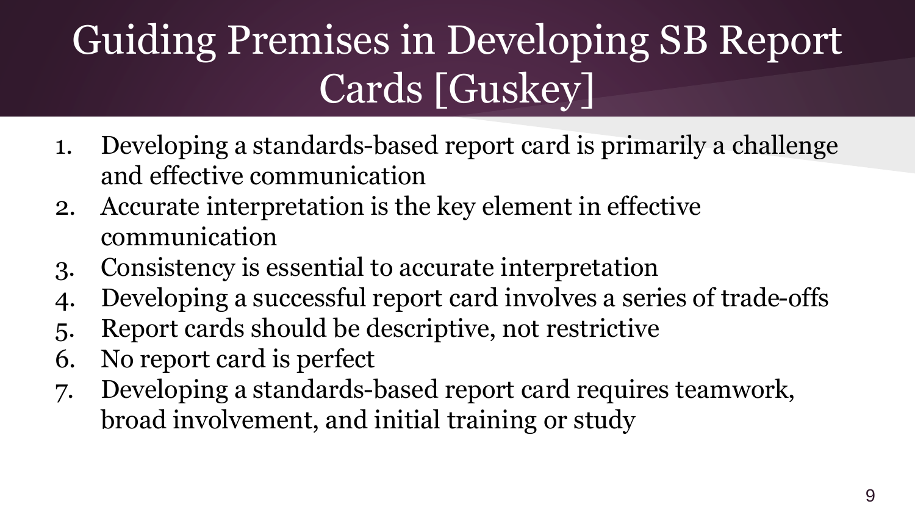# Guiding Premises in Developing SB Report Cards [Guskey]

1. Developing a standards-based report card is primarily a challenge and effective communication
2. Accurate interpretation is the key element in effective communication
3. Consistency is essential to accurate interpretation
4. Developing a successful report card involves a series of trade-offs
5. Report cards should be descriptive, not restrictive
6. No report card is perfect
7. Developing a standards-based report card requires teamwork, broad involvement, and initial training or study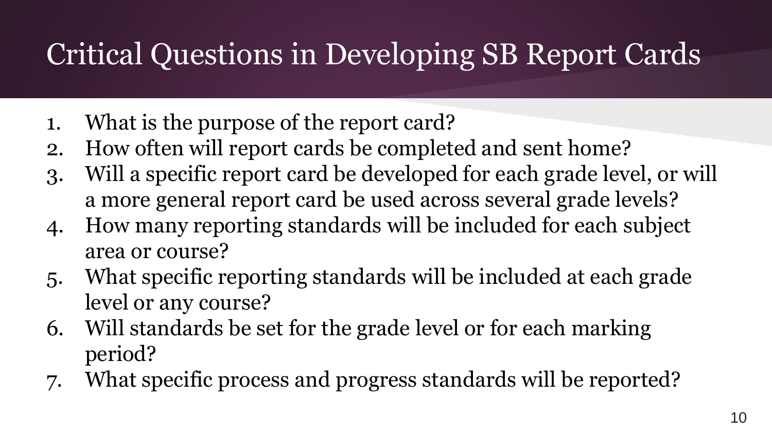# Critical Questions in Developing SB Report Cards

1. What is the purpose of the report card?
2. How often will report cards be completed and sent home?
3. Will a specific report card be developed for each grade level, or will a more general report card be used across several grade levels?
4. How many reporting standards will be included for each subject area or course?
5. What specific reporting standards will be included at each grade level or any course?
6. Will standards be set for the grade level or for each marking period?
7. What specific process and progress standards will be reported?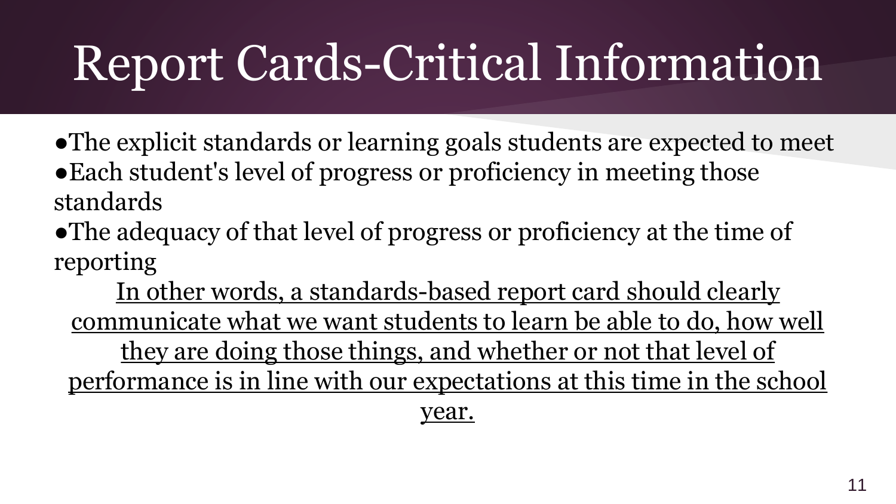# Report Cards-Critical Information

- The explicit standards or learning goals students are expected to meet
- Each student's level of progress or proficiency in meeting those standards
- The adequacy of that level of progress or proficiency at the time of reporting

<u>In other words, a standards-based report card should clearly communicate what we want students to learn be able to do, how well they are doing those things, and whether or not that level of performance is in line with our expectations at this time in the school year.</u>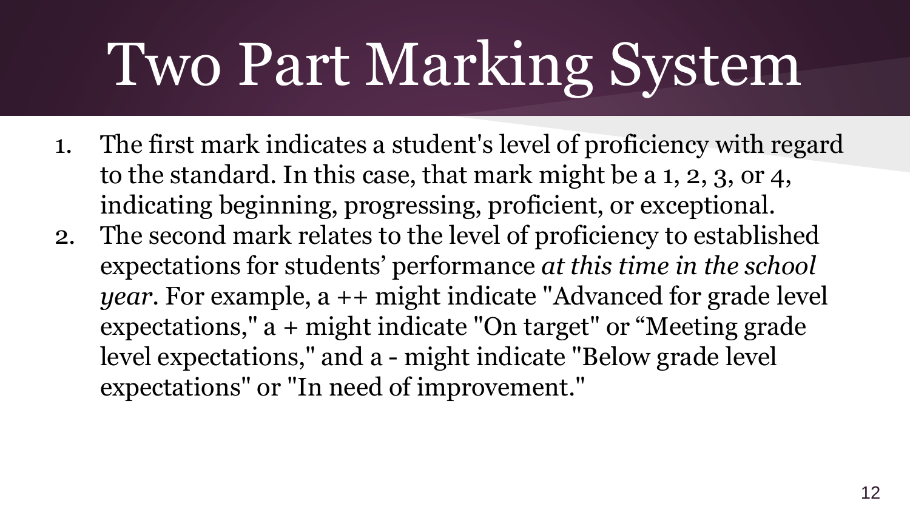# Two Part Marking System

1. The first mark indicates a student's level of proficiency with regard to the standard. In this case, that mark might be a 1, 2, 3, or 4, indicating beginning, progressing, proficient, or exceptional.
2. The second mark relates to the level of proficiency to established expectations for students' performance *at this time in the school year*. For example, a ++ might indicate "Advanced for grade level expectations," a + might indicate "On target" or "Meeting grade level expectations," and a - might indicate "Below grade level expectations" or "In need of improvement."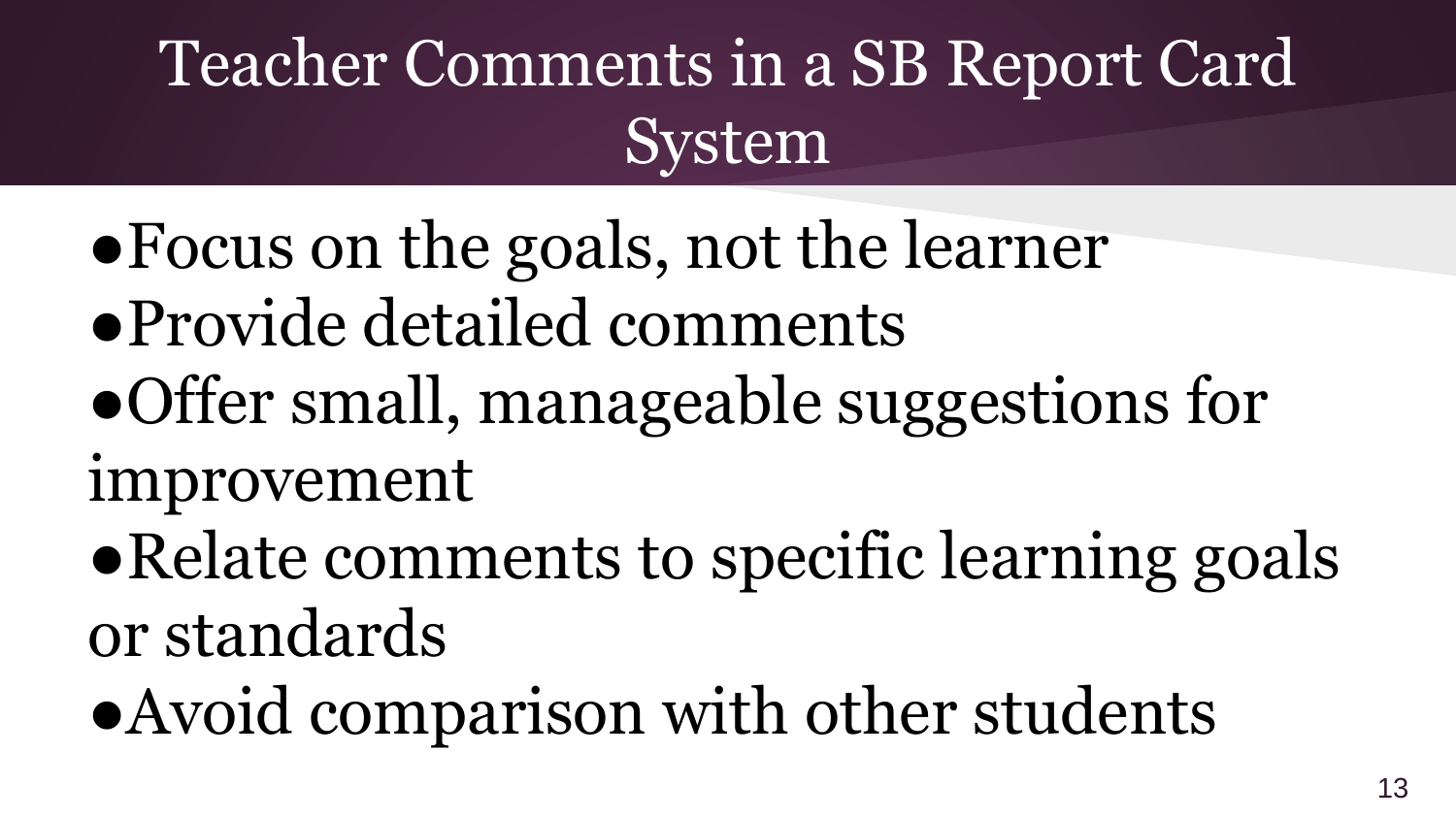# Teacher Comments in a SB Report Card System

- Focus on the goals, not the learner
- Provide detailed comments
- Offer small, manageable suggestions for improvement
- Relate comments to specific learning goals or standards
- Avoid comparison with other students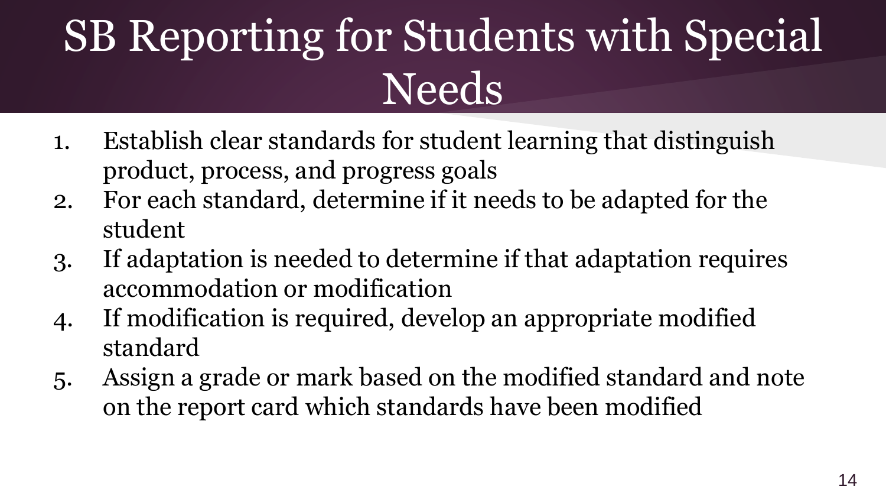# SB Reporting for Students with Special Needs

1. Establish clear standards for student learning that distinguish product, process, and progress goals
2. For each standard, determine if it needs to be adapted for the student
3. If adaptation is needed to determine if that adaptation requires accommodation or modification
4. If modification is required, develop an appropriate modified standard
5. Assign a grade or mark based on the modified standard and note on the report card which standards have been modified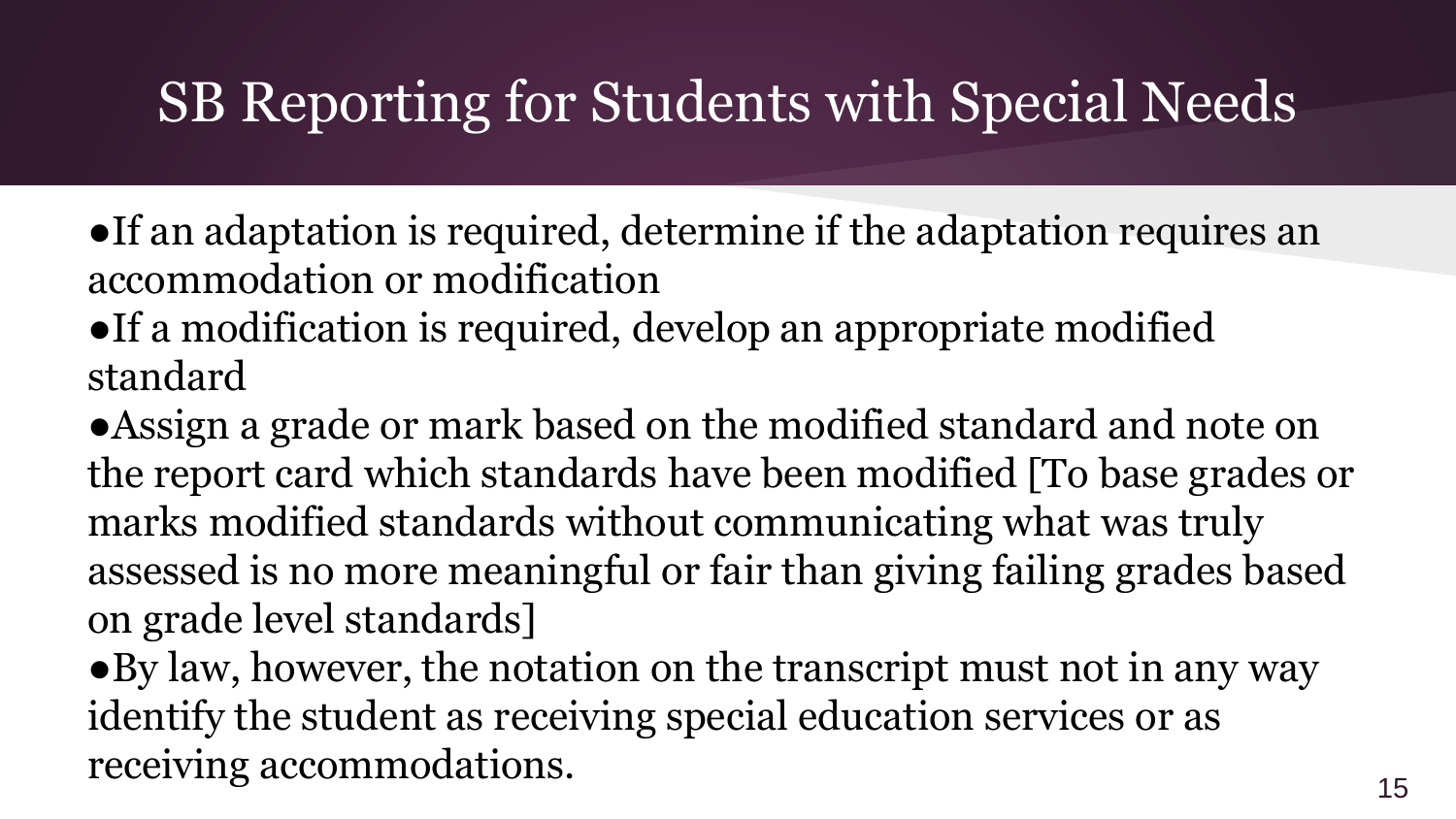# SB Reporting for Students with Special Needs

- If an adaptation is required, determine if the adaptation requires an accommodation or modification
- If a modification is required, develop an appropriate modified standard
- Assign a grade or mark based on the modified standard and note on the report card which standards have been modified [To base grades or marks modified standards without communicating what was truly assessed is no more meaningful or fair than giving failing grades based on grade level standards]
- By law, however, the notation on the transcript must not in any way identify the student as receiving special education services or as receiving accommodations.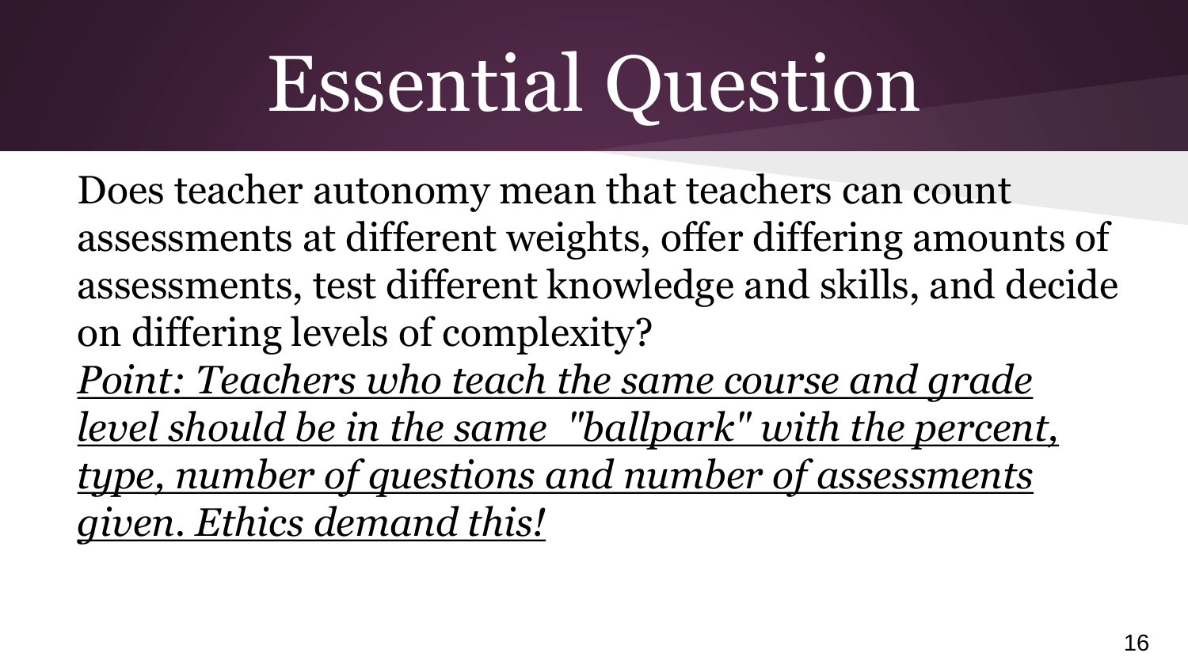# Essential Question

Does teacher autonomy mean that teachers can count assessments at different weights, offer differing amounts of assessments, test different knowledge and skills, and decide on differing levels of complexity?

<u>*Point: Teachers who teach the same course and grade level should be in the same "ballpark" with the percent, type, number of questions and number of assessments given. Ethics demand this!*</u>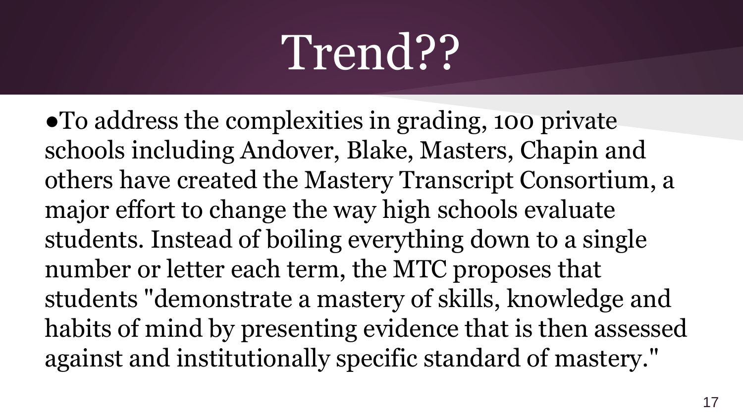# Trend??

- To address the complexities in grading, 100 private schools including Andover, Blake, Masters, Chapin and others have created the Mastery Transcript Consortium, a major effort to change the way high schools evaluate students. Instead of boiling everything down to a single number or letter each term, the MTC proposes that students "demonstrate a mastery of skills, knowledge and habits of mind by presenting evidence that is then assessed against and institutionally specific standard of mastery."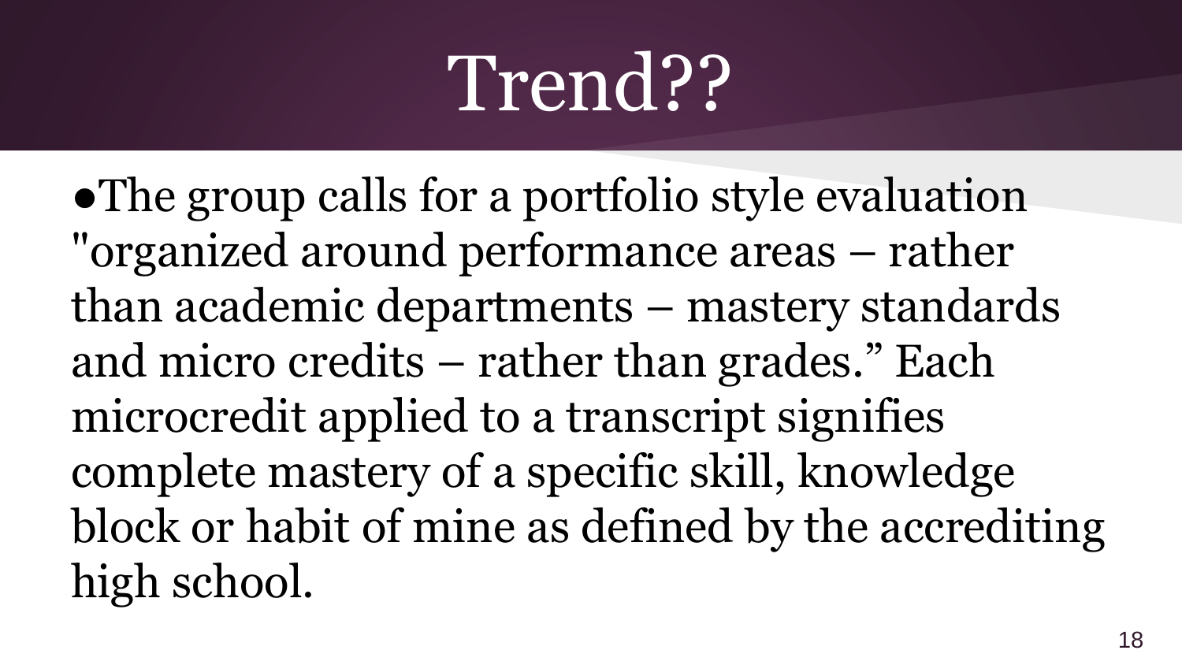# Trend??

- The group calls for a portfolio style evaluation "organized around performance areas – rather than academic departments – mastery standards and micro credits – rather than grades." Each microcredit applied to a transcript signifies complete mastery of a specific skill, knowledge block or habit of mine as defined by the accrediting high school.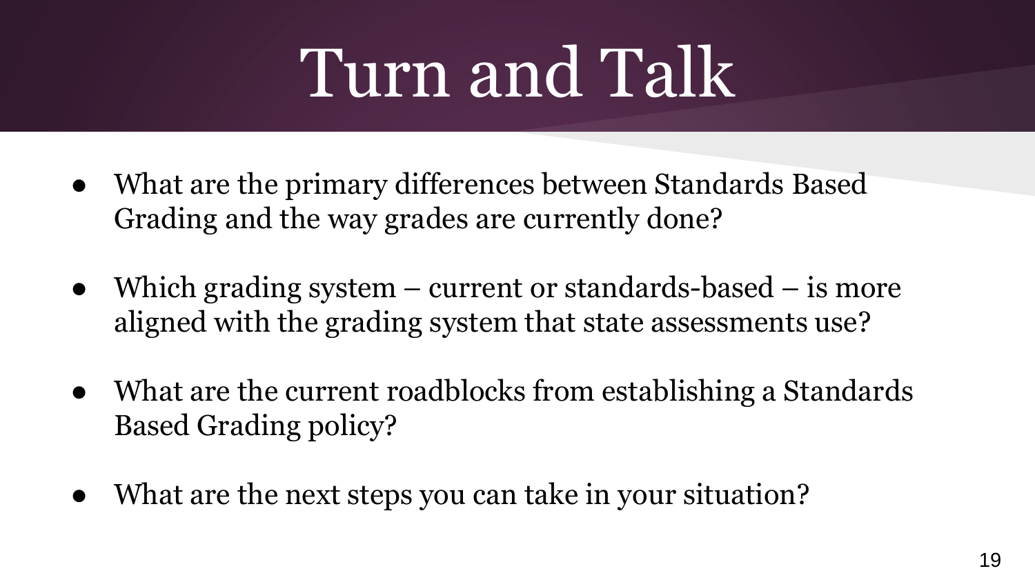# Turn and Talk

- What are the primary differences between Standards Based Grading and the way grades are currently done?
- Which grading system – current or standards-based – is more aligned with the grading system that state assessments use?
- What are the current roadblocks from establishing a Standards Based Grading policy?
- What are the next steps you can take in your situation?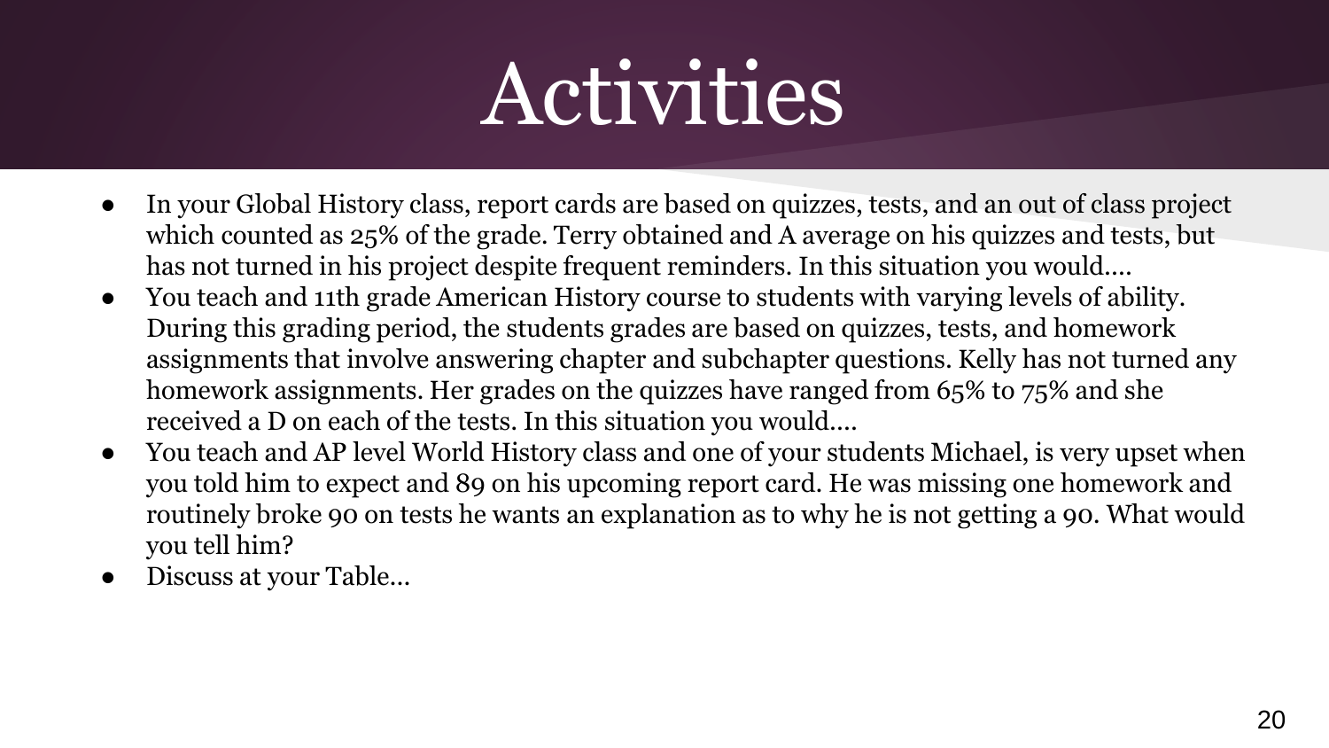# Activities

- In your Global History class, report cards are based on quizzes, tests, and an out of class project which counted as 25% of the grade. Terry obtained and A average on his quizzes and tests, but has not turned in his project despite frequent reminders. In this situation you would....
- You teach and 11th grade American History course to students with varying levels of ability. During this grading period, the students grades are based on quizzes, tests, and homework assignments that involve answering chapter and subchapter questions. Kelly has not turned any homework assignments. Her grades on the quizzes have ranged from 65% to 75% and she received a D on each of the tests. In this situation you would....
- You teach and AP level World History class and one of your students Michael, is very upset when you told him to expect and 89 on his upcoming report card. He was missing one homework and routinely broke 90 on tests he wants an explanation as to why he is not getting a 90. What would you tell him?
- Discuss at your Table...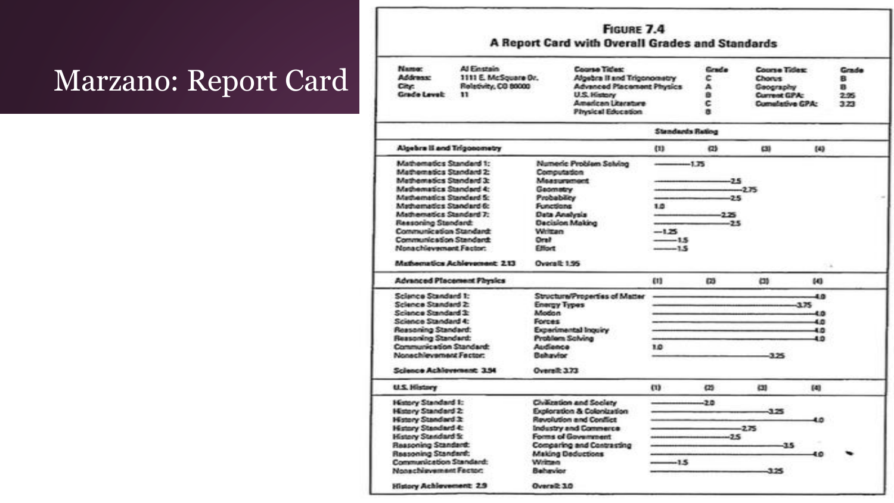# Marzano: Report Card

**Figure 7.4**
**A Report Card with Overall Grades and Standards**

| | | | | | |
|---|---|---|---|---|---|
| **Name:** | Al Einstein | **Course Titles:** | **Grade** | **Course Titles:** | **Grade** |
| **Address:** | 1111 E. McSquare Dr. | Algebra II and Trigonometry | C | Chorus | B |
| **City:** | Relativity, CO 80000 | Advanced Placement Physics | A | Geography | B |
| **Grade Level:** | 11 | U.S. History | B | Current GPA: | 2.95 |
| | | American Literature | C | Cumulative GPA: | 3.23 |
| | | Physical Education | B | | |

**Standards Rating**

| **Algebra II and Trigonometry** | | Rating (1)–(4) |
|---|---|---|
| Mathematics Standard 1: | Numeric Problem Solving | 1.75 |
| Mathematics Standard 2: | Computation | |
| Mathematics Standard 3: | Measurement | 2.5 |
| Mathematics Standard 4: | Geometry | 2.75 |
| Mathematics Standard 5: | Probability | 2.5 |
| Mathematics Standard 6: | Functions | 1.0 |
| Mathematics Standard 7: | Data Analysis | 2.25 |
| Reasoning Standard: | Decision Making | 2.5 |
| Communication Standard: | Written | 1.25 |
| Communication Standard: | Oral | 1.5 |
| Nonachievement Factor: | Effort | 1.5 |
| **Mathematics Achievement: 2.13** | **Overall: 1.95** | |

| **Advanced Placement Physics** | | Rating (1)–(4) |
|---|---|---|
| Science Standard 1: | Structure/Properties of Matter | 4.0 |
| Science Standard 2: | Energy Types | 3.75 |
| Science Standard 3: | Motion | 4.0 |
| Science Standard 4: | Forces | 4.0 |
| Reasoning Standard: | Experimental Inquiry | 4.0 |
| Reasoning Standard: | Problem Solving | 4.0 |
| Communication Standard: | Audience | 1.0 |
| Nonachievement Factor: | Behavior | 3.25 |
| **Science Achievement: 3.54** | **Overall: 3.73** | |

| **U.S. History** | | Rating (1)–(4) |
|---|---|---|
| History Standard 1: | Civilization and Society | 2.0 |
| History Standard 2: | Exploration & Colonization | 3.25 |
| History Standard 3: | Revolution and Conflict | 4.0 |
| History Standard 4: | Industry and Commerce | 2.75 |
| History Standard 5: | Forms of Government | 2.5 |
| Reasoning Standard: | Comparing and Contrasting | 3.5 |
| Reasoning Standard: | Making Deductions | 4.0 |
| Communication Standard: | Written | 1.5 |
| Nonachievement Factor: | Behavior | 3.25 |
| **History Achievement: 2.9** | **Overall: 3.0** | |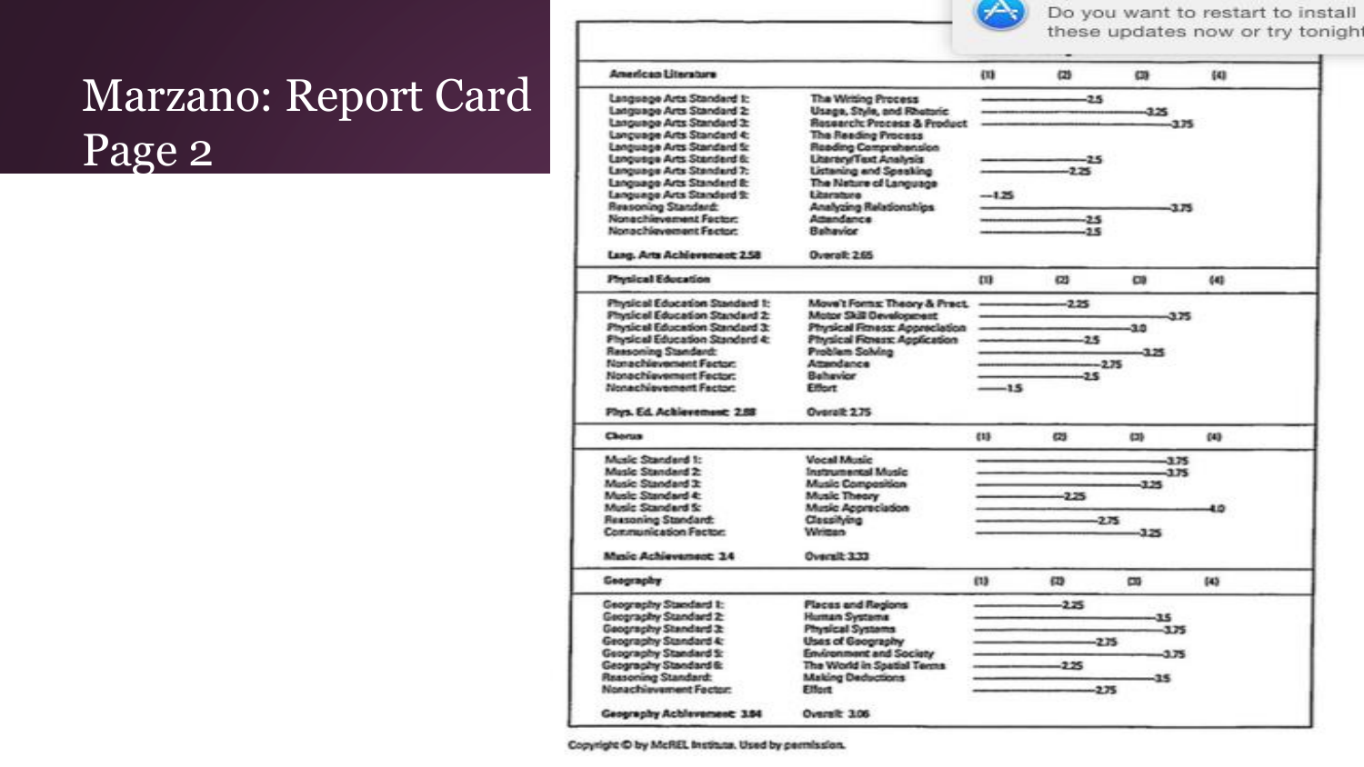# Marzano: Report Card Page 2

| American Literature | | (1) | (2) | (3) | (4) |
|---|---|---|---|---|---|
| Language Arts Standard 1: | The Writing Process | 2.5 | | | |
| Language Arts Standard 2: | Usage, Style, and Rhetoric | 3.25 | | | |
| Language Arts Standard 3: | Research: Process & Product | 3.75 | | | |
| Language Arts Standard 4: | The Reading Process | | | | |
| Language Arts Standard 5: | Reading Comprehension | | | | |
| Language Arts Standard 6: | Literary/Text Analysis | 2.5 | | | |
| Language Arts Standard 7: | Listening and Speaking | 2.25 | | | |
| Language Arts Standard 8: | The Nature of Language | | | | |
| Language Arts Standard 9: | Literature | 1.25 | | | |
| Reasoning Standard: | Analyzing Relationships | 3.75 | | | |
| Nonachievement Factor: | Attendance | 2.5 | | | |
| Nonachievement Factor: | Behavior | 2.5 | | | |
| Lang. Arts Achievement: 2.58 | Overall: 2.65 | | | | |

| Physical Education | | (1) | (2) | (3) | (4) |
|---|---|---|---|---|---|
| Physical Education Standard 1: | Move't Forms: Theory & Pract. | 2.25 | | | |
| Physical Education Standard 2: | Motor Skill Development | 3.75 | | | |
| Physical Education Standard 3: | Physical Fitness: Appreciation | 3.0 | | | |
| Physical Education Standard 4: | Physical Fitness: Application | 2.5 | | | |
| Reasoning Standard: | Problem Solving | 3.25 | | | |
| Nonachievement Factor: | Attendance | 2.75 | | | |
| Nonachievement Factor: | Behavior | 2.5 | | | |
| Nonachievement Factor: | Effort | 1.5 | | | |
| Phys. Ed. Achievement: 2.88 | Overall: 2.75 | | | | |

| Chorus | | (1) | (2) | (3) | (4) |
|---|---|---|---|---|---|
| Music Standard 1: | Vocal Music | 3.75 | | | |
| Music Standard 2: | Instrumental Music | 3.75 | | | |
| Music Standard 3: | Music Composition | 3.25 | | | |
| Music Standard 4: | Music Theory | 2.25 | | | |
| Music Standard 5: | Music Appreciation | 4.0 | | | |
| Reasoning Standard: | Classifying | 2.75 | | | |
| Communication Factor: | Written | 3.25 | | | |
| Music Achievement: 3.4 | Overall: 3.33 | | | | |

| Geography | | (1) | (2) | (3) | (4) |
|---|---|---|---|---|---|
| Geography Standard 1: | Places and Regions | 2.25 | | | |
| Geography Standard 2: | Human Systems | 3.5 | | | |
| Geography Standard 3: | Physical Systems | 3.75 | | | |
| Geography Standard 4: | Uses of Geography | 2.75 | | | |
| Geography Standard 5: | Environment and Society | 3.75 | | | |
| Geography Standard 6: | The World in Spatial Terms | 2.25 | | | |
| Reasoning Standard: | Making Deductions | 3.5 | | | |
| Nonachievement Factor: | Effort | 2.75 | | | |
| Geography Achievement: 3.04 | Overall: 3.06 | | | | |

Copyright © by McREL Institute. Used by permission.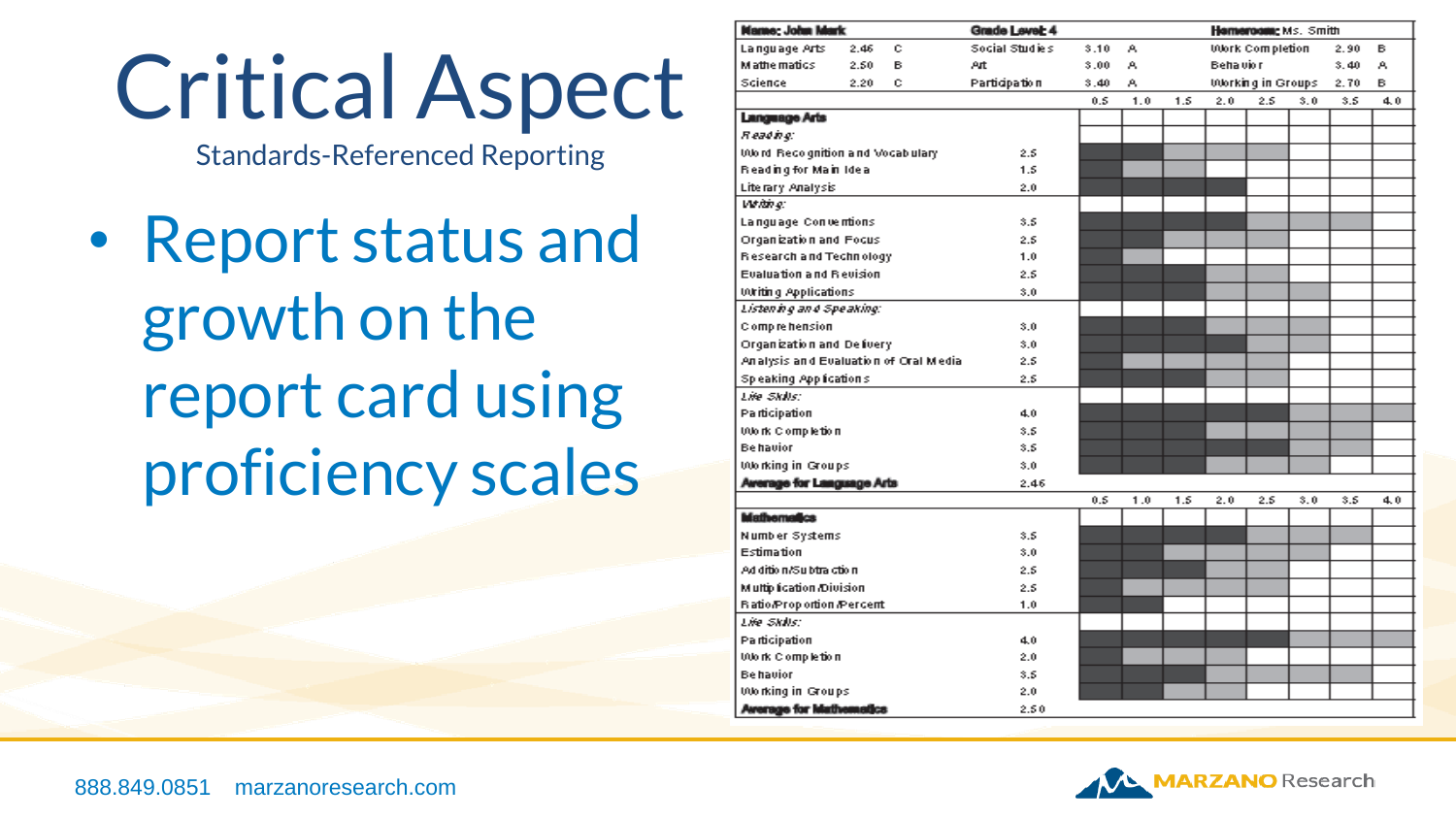# Critical Aspect

Standards-Referenced Reporting

- Report status and growth on the report card using proficiency scales

| | | | | | | | | | | | | |
|---|---|---|---|---|---|---|---|---|---|---|---|---|
| **Name: John Mark** | | | **Grade Level: 4** | | | | | **Homeroom:** Ms. Smith | | | | |
| Language Arts | 2.46 | C | Social Studies | 3.10 | A | | | Work Completion | | 2.90 | B | |
| Mathematics | 2.50 | B | Art | 3.00 | A | | | Behavior | | 3.40 | A | |
| Science | 2.20 | C | Participation | 3.40 | A | | | Working in Groups | | 2.70 | B | |

| | | 0.5 | 1.0 | 1.5 | 2.0 | 2.5 | 3.0 | 3.5 | 4.0 |
|---|---|---|---|---|---|---|---|---|---|
| **Language Arts** | | | | | | | | | |
| *Reading:* | | | | | | | | | |
| Word Recognition and Vocabulary | 2.5 | | | | | | | | |
| Reading for Main Idea | 1.5 | | | | | | | | |
| Literary Analysis | 2.0 | | | | | | | | |
| *Writing:* | | | | | | | | | |
| Language Conventions | 3.5 | | | | | | | | |
| Organization and Focus | 2.5 | | | | | | | | |
| Research and Technology | 1.0 | | | | | | | | |
| Evaluation and Revision | 2.5 | | | | | | | | |
| Writing Applications | 3.0 | | | | | | | | |
| *Listening and Speaking:* | | | | | | | | | |
| Comprehension | 3.0 | | | | | | | | |
| Organization and Delivery | 3.0 | | | | | | | | |
| Analysis and Evaluation of Oral Media | 2.5 | | | | | | | | |
| Speaking Applications | 2.5 | | | | | | | | |
| *Life Skills:* | | | | | | | | | |
| Participation | 4.0 | | | | | | | | |
| Work Completion | 3.5 | | | | | | | | |
| Behavior | 3.5 | | | | | | | | |
| Working in Groups | 3.0 | | | | | | | | |
| **Average for Language Arts** | 2.46 | | | | | | | | |

| | | 0.5 | 1.0 | 1.5 | 2.0 | 2.5 | 3.0 | 3.5 | 4.0 |
|---|---|---|---|---|---|---|---|---|---|
| **Mathematics** | | | | | | | | | |
| Number Systems | 3.5 | | | | | | | | |
| Estimation | 3.0 | | | | | | | | |
| Addition/Subtraction | 2.5 | | | | | | | | |
| Multiplication/Division | 2.5 | | | | | | | | |
| Ratio/Proportion/Percent | 1.0 | | | | | | | | |
| *Life Skills:* | | | | | | | | | |
| Participation | 4.0 | | | | | | | | |
| Work Completion | 2.0 | | | | | | | | |
| Behavior | 3.5 | | | | | | | | |
| Working in Groups | 2.0 | | | | | | | | |
| **Average for Mathematics** | 2.50 | | | | | | | | |

888.849.0851 marzanoresearch.com